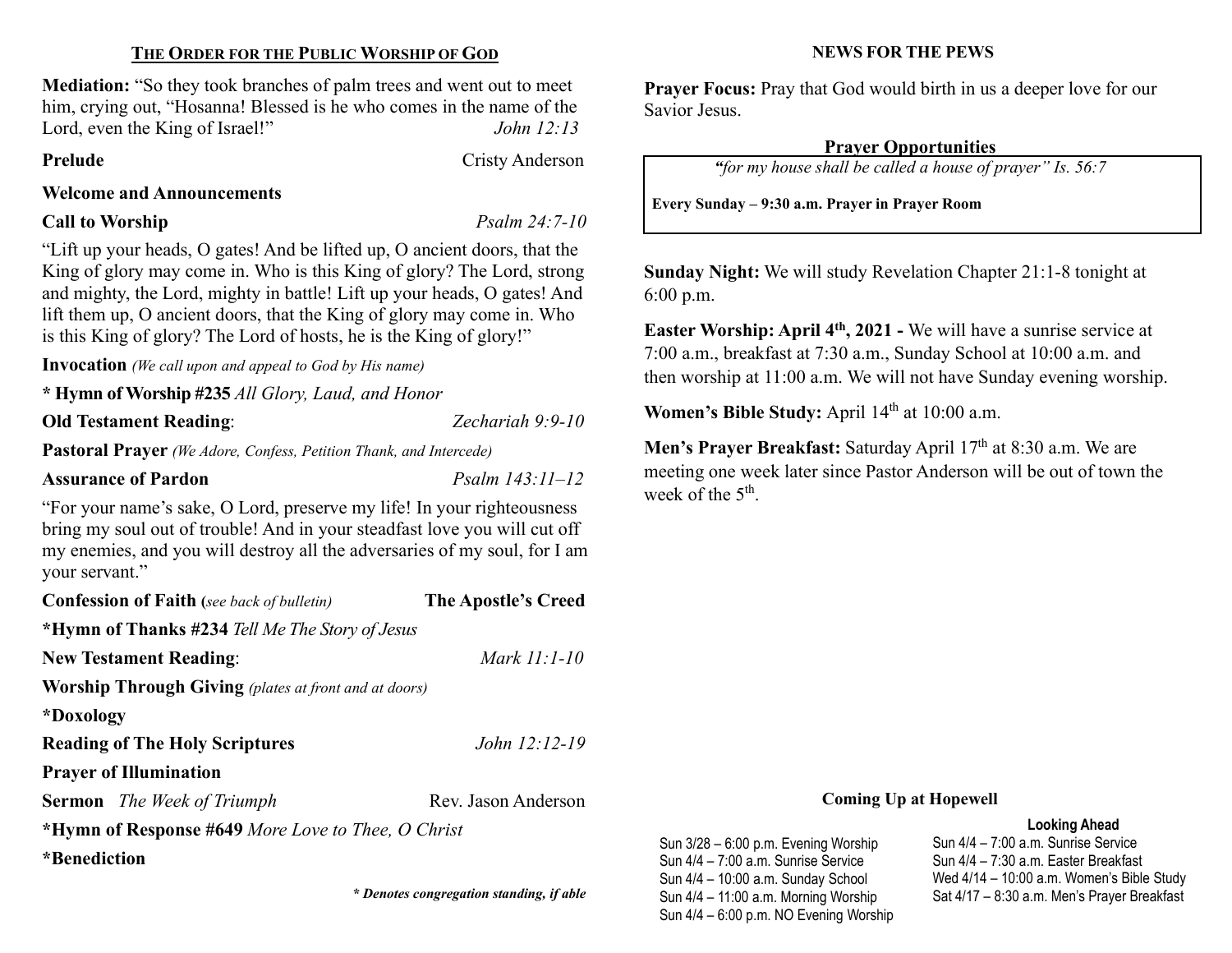## THE ORDER FOR THE PUBLIC WORSHIP OF GOD

**Mediation:** "So they took branches of palm trees and went out to meet him, crying out, "Hosanna! Blessed is he who comes in the name of the Lord, even the King of Israel!" *John 12:13*

**Prelude** Cristy Anderson

**Welcome and Announcements**

**Call to Worship** *Psalm 24:7-10*

"Lift up your heads, O gates! And be lifted up, O ancient doors, that the King of glory may come in. Who is this King of glory? The Lord, strong and mighty, the Lord, mighty in battle! Lift up your heads, O gates! And lift them up, O ancient doors, that the King of glory may come in. Who is this King of glory? The Lord of hosts, he is the King of glory!"

**Invocation** *(We call upon and appeal to God by His name)*

**\* Hymn of Worship #235** *All Glory, Laud, and Honor*

**Old Testament Reading**: *Zechariah 9:9-10*

**Pastoral Prayer** *(We Adore, Confess, Petition Thank, and Intercede)*

**Assurance of Pardon** *Psalm 143:11–12*

"For your name's sake, O Lord, preserve my life! In your righteousness bring my soul out of trouble! And in your steadfast love you will cut off my enemies, and you will destroy all the adversaries of my soul, for I am your servant."

**Confession of Faith (***see back of bulletin)* **The Apostle's Creed**

**\*Hymn of Thanks #234** *Tell Me The Story of Jesus*

**New Testament Reading**: *Mark 11:1-10*

**Worship Through Giving** *(plates at front and at doors)*

**\*Doxology**

**Reading of The Holy Scriptures** *John 12:12-19*

**Prayer of Illumination**

**Sermon** *The Week of Triumph* Rev. Jason Anderson

**\*Hymn of Response #649** *More Love to Thee, O Christ*

**\*Benediction**

***\* Denotes congregation standing, if able***

## NEWS FOR THE PEWS

**Prayer Focus:** Pray that God would birth in us a deeper love for our Savior Jesus.

### Prayer Opportunities

*"for my house shall be called a house of prayer" Is. 56:7*

**Every Sunday – 9:30 a.m. Prayer in Prayer Room**

**Sunday Night:** We will study Revelation Chapter 21:1-8 tonight at 6:00 p.m.

**Easter Worship: April 4th, 2021 -** We will have a sunrise service at 7:00 a.m., breakfast at 7:30 a.m., Sunday School at 10:00 a.m. and then worship at 11:00 a.m. We will not have Sunday evening worship.

**Women's Bible Study:** April 14th at 10:00 a.m.

**Men's Prayer Breakfast:** Saturday April 17th at 8:30 a.m. We are meeting one week later since Pastor Anderson will be out of town the week of the 5th.

### Coming Up at Hopewell

Sun 3/28 – 6:00 p.m. Evening Worship
Sun 4/4 – 7:00 a.m. Sunrise Service
Sun 4/4 – 10:00 a.m. Sunday School
Sun 4/4 – 11:00 a.m. Morning Worship
Sun 4/4 – 6:00 p.m. NO Evening Worship

**Looking Ahead**

Sun 4/4 – 7:00 a.m. Sunrise Service
Sun 4/4 – 7:30 a.m. Easter Breakfast
Wed 4/14 – 10:00 a.m. Women's Bible Study
Sat 4/17 – 8:30 a.m. Men's Prayer Breakfast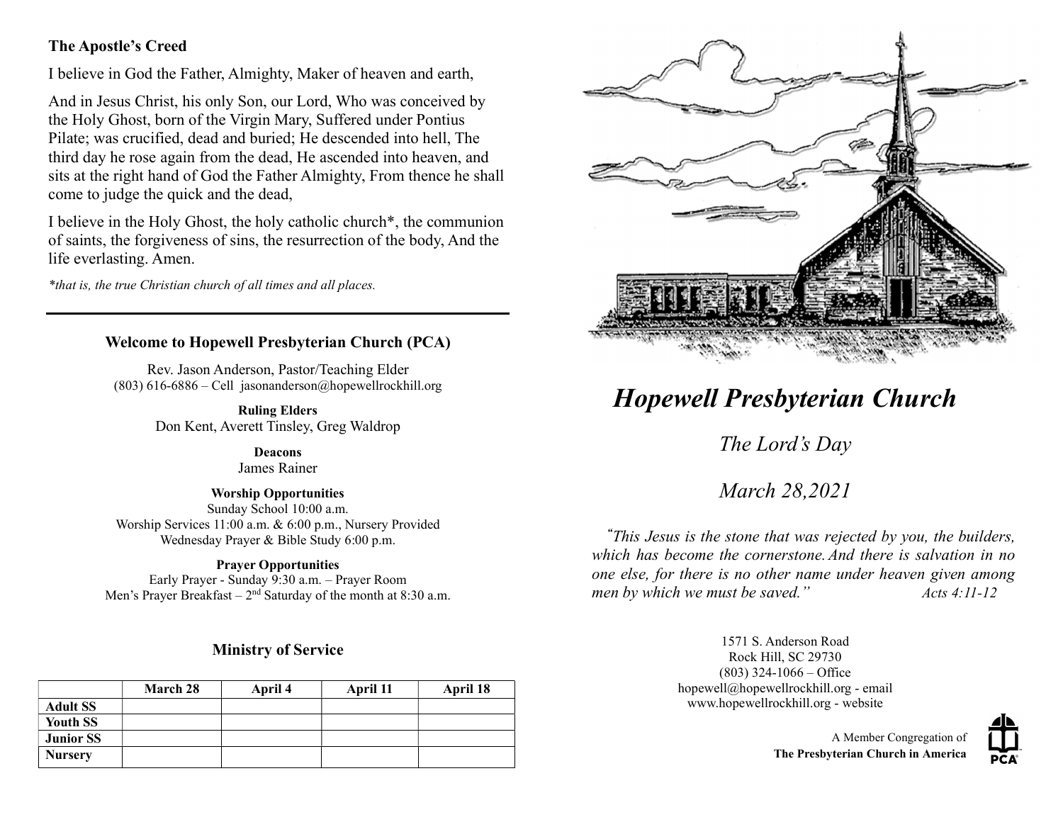**The Apostle's Creed**

I believe in God the Father, Almighty, Maker of heaven and earth,

And in Jesus Christ, his only Son, our Lord, Who was conceived by the Holy Ghost, born of the Virgin Mary, Suffered under Pontius Pilate; was crucified, dead and buried; He descended into hell, The third day he rose again from the dead, He ascended into heaven, and sits at the right hand of God the Father Almighty, From thence he shall come to judge the quick and the dead,

I believe in the Holy Ghost, the holy catholic church*, the communion of saints, the forgiveness of sins, the resurrection of the body, And the life everlasting. Amen.

*\*that is, the true Christian church of all times and all places.*

---

### Welcome to Hopewell Presbyterian Church (PCA)

Rev. Jason Anderson, Pastor/Teaching Elder
(803) 616-6886 – Cell jasonanderson@hopewellrockhill.org

**Ruling Elders**
Don Kent, Averett Tinsley, Greg Waldrop

**Deacons**
James Rainer

**Worship Opportunities**
Sunday School 10:00 a.m.
Worship Services 11:00 a.m. & 6:00 p.m., Nursery Provided
Wednesday Prayer & Bible Study 6:00 p.m.

**Prayer Opportunities**
Early Prayer - Sunday 9:30 a.m. – Prayer Room
Men's Prayer Breakfast – 2nd Saturday of the month at 8:30 a.m.

### Ministry of Service

| | March 28 | April 4 | April 11 | April 18 |
|---|---|---|---|---|
| **Adult SS** | | | | |
| **Youth SS** | | | | |
| **Junior SS** | | | | |
| **Nursery** | | | | |

# *Hopewell Presbyterian Church*

*The Lord's Day*

*March 28,2021*

*"This Jesus is the stone that was rejected by you, the builders, which has become the cornerstone. And there is salvation in no one else, for there is no other name under heaven given among men by which we must be saved." Acts 4:11-12*

1571 S. Anderson Road
Rock Hill, SC 29730
(803) 324-1066 – Office
hopewell@hopewellrockhill.org - email
www.hopewellrockhill.org - website

A Member Congregation of
**The Presbyterian Church in America**

PCA